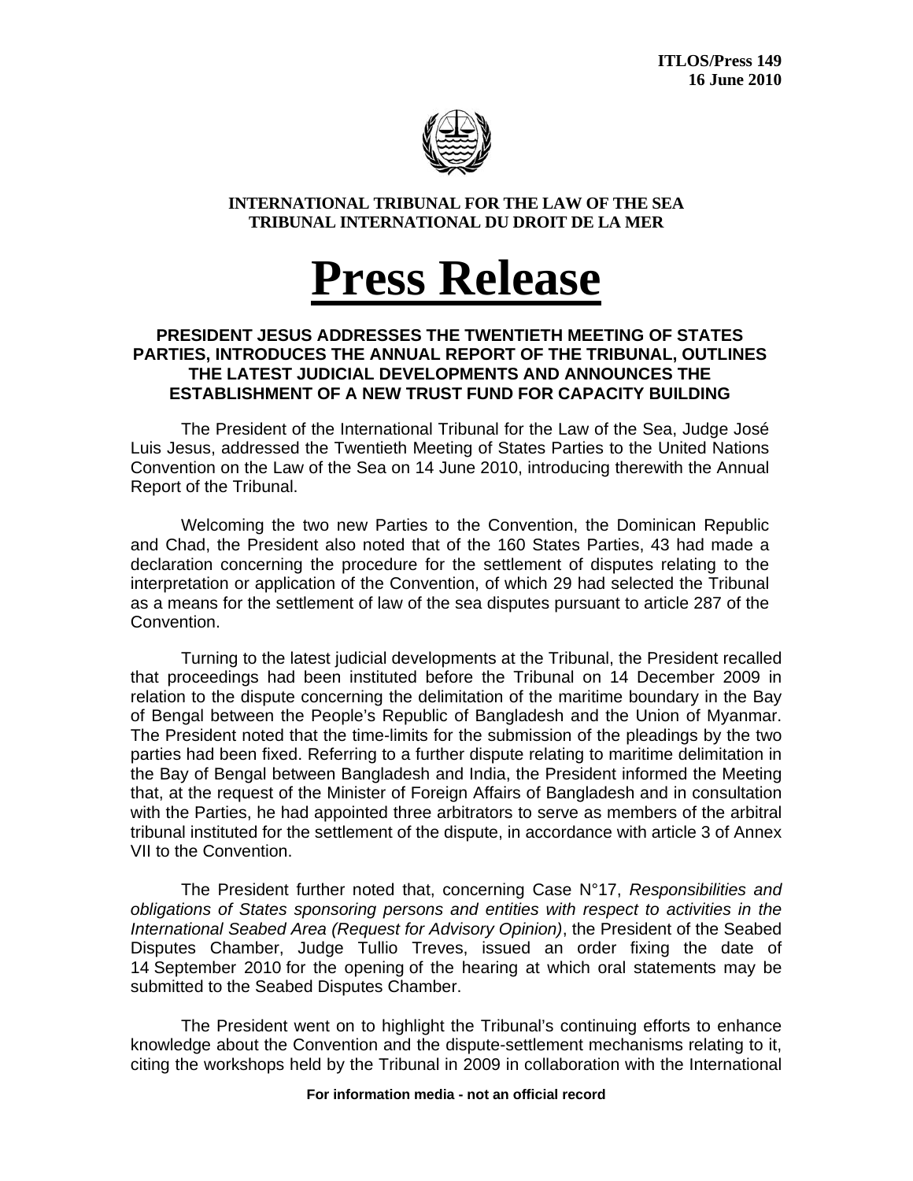**ITLOS/Press 149**
**16 June 2010**

**INTERNATIONAL TRIBUNAL FOR THE LAW OF THE SEA**
**TRIBUNAL INTERNATIONAL DU DROIT DE LA MER**

# Press Release

## PRESIDENT JESUS ADDRESSES THE TWENTIETH MEETING OF STATES PARTIES, INTRODUCES THE ANNUAL REPORT OF THE TRIBUNAL, OUTLINES THE LATEST JUDICIAL DEVELOPMENTS AND ANNOUNCES THE ESTABLISHMENT OF A NEW TRUST FUND FOR CAPACITY BUILDING

The President of the International Tribunal for the Law of the Sea, Judge José Luis Jesus, addressed the Twentieth Meeting of States Parties to the United Nations Convention on the Law of the Sea on 14 June 2010, introducing therewith the Annual Report of the Tribunal.

Welcoming the two new Parties to the Convention, the Dominican Republic and Chad, the President also noted that of the 160 States Parties, 43 had made a declaration concerning the procedure for the settlement of disputes relating to the interpretation or application of the Convention, of which 29 had selected the Tribunal as a means for the settlement of law of the sea disputes pursuant to article 287 of the Convention.

Turning to the latest judicial developments at the Tribunal, the President recalled that proceedings had been instituted before the Tribunal on 14 December 2009 in relation to the dispute concerning the delimitation of the maritime boundary in the Bay of Bengal between the People's Republic of Bangladesh and the Union of Myanmar. The President noted that the time-limits for the submission of the pleadings by the two parties had been fixed. Referring to a further dispute relating to maritime delimitation in the Bay of Bengal between Bangladesh and India, the President informed the Meeting that, at the request of the Minister of Foreign Affairs of Bangladesh and in consultation with the Parties, he had appointed three arbitrators to serve as members of the arbitral tribunal instituted for the settlement of the dispute, in accordance with article 3 of Annex VII to the Convention.

The President further noted that, concerning Case N°17, *Responsibilities and obligations of States sponsoring persons and entities with respect to activities in the International Seabed Area (Request for Advisory Opinion)*, the President of the Seabed Disputes Chamber, Judge Tullio Treves, issued an order fixing the date of 14 September 2010 for the opening of the hearing at which oral statements may be submitted to the Seabed Disputes Chamber.

The President went on to highlight the Tribunal's continuing efforts to enhance knowledge about the Convention and the dispute-settlement mechanisms relating to it, citing the workshops held by the Tribunal in 2009 in collaboration with the International

For information media - not an official record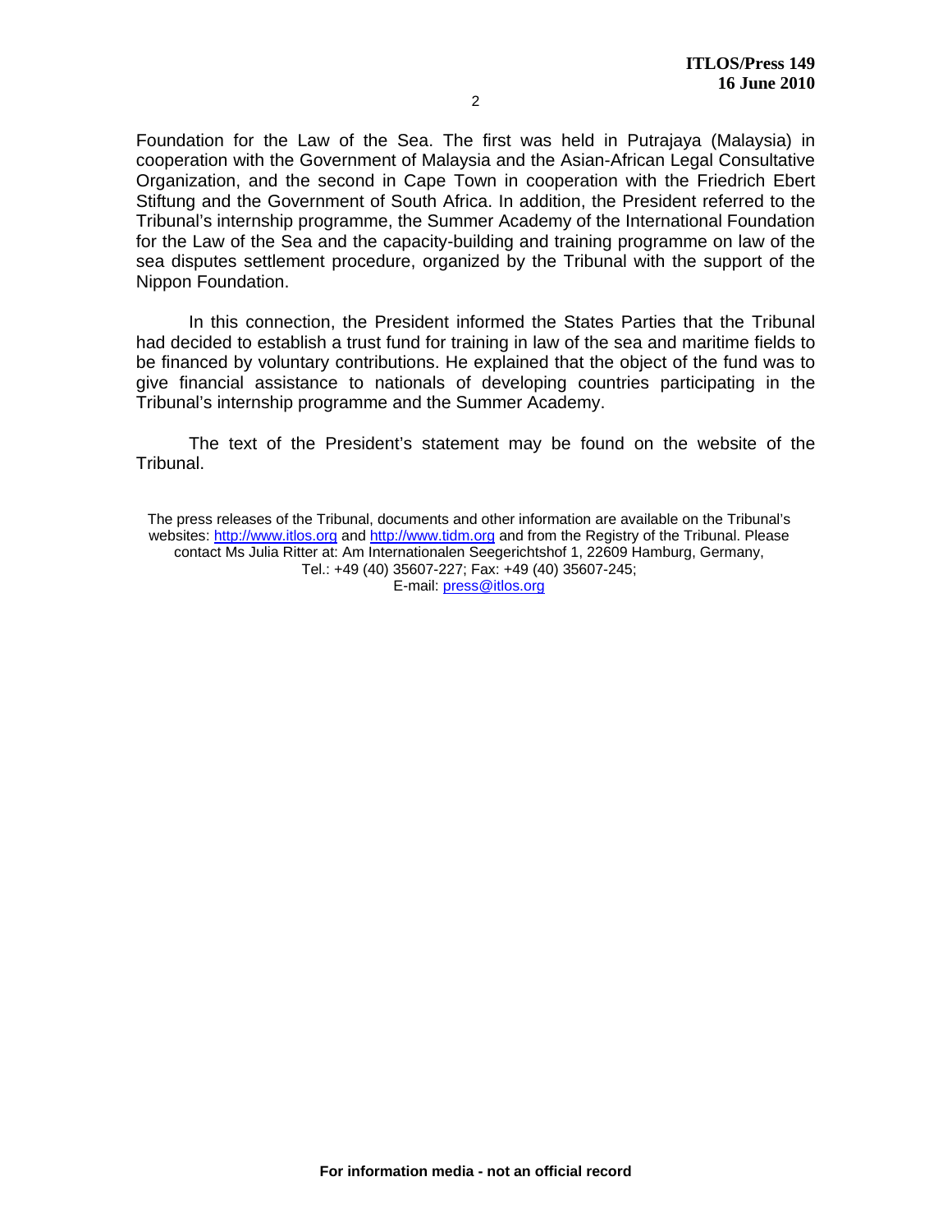Foundation for the Law of the Sea. The first was held in Putrajaya (Malaysia) in cooperation with the Government of Malaysia and the Asian-African Legal Consultative Organization, and the second in Cape Town in cooperation with the Friedrich Ebert Stiftung and the Government of South Africa. In addition, the President referred to the Tribunal's internship programme, the Summer Academy of the International Foundation for the Law of the Sea and the capacity-building and training programme on law of the sea disputes settlement procedure, organized by the Tribunal with the support of the Nippon Foundation.

In this connection, the President informed the States Parties that the Tribunal had decided to establish a trust fund for training in law of the sea and maritime fields to be financed by voluntary contributions. He explained that the object of the fund was to give financial assistance to nationals of developing countries participating in the Tribunal's internship programme and the Summer Academy.

The text of the President's statement may be found on the website of the Tribunal.

The press releases of the Tribunal, documents and other information are available on the Tribunal's websites: http://www.itlos.org and http://www.tidm.org and from the Registry of the Tribunal. Please contact Ms Julia Ritter at: Am Internationalen Seegerichtshof 1, 22609 Hamburg, Germany, Tel.: +49 (40) 35607-227; Fax: +49 (40) 35607-245; E-mail: press@itlos.org

**For information media - not an official record**